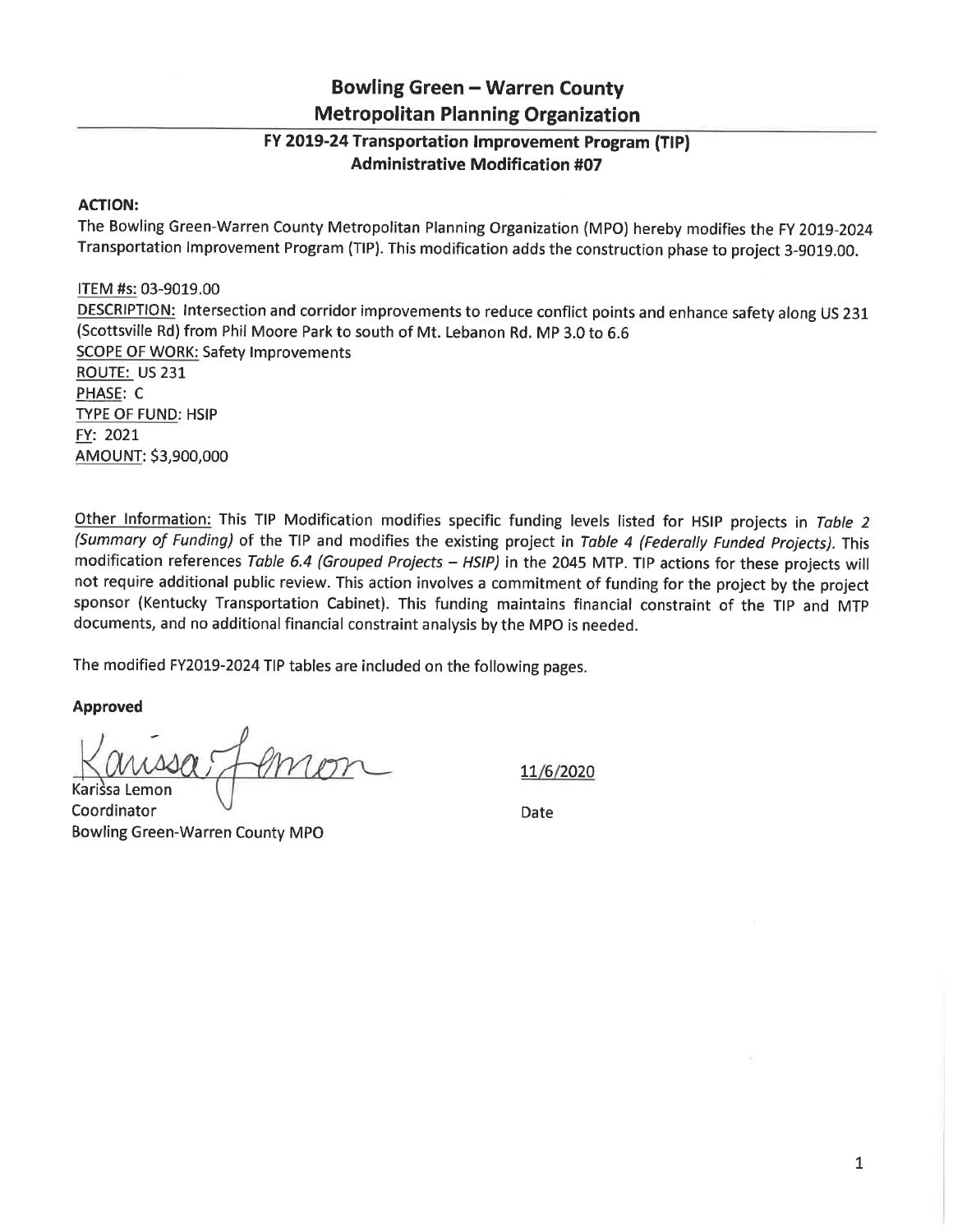# Bowling Green – Warren County Metropolitan Planning Organization

## FY 2019-24 Transportation Improvement Program (TIP) Administrative Modification #07

**ACTION:**

The Bowling Green-Warren County Metropolitan Planning Organization (MPO) hereby modifies the FY 2019-2024 Transportation Improvement Program (TIP). This modification adds the construction phase to project 3-9019.00.

ITEM #s: 03-9019.00
DESCRIPTION: Intersection and corridor improvements to reduce conflict points and enhance safety along US 231 (Scottsville Rd) from Phil Moore Park to south of Mt. Lebanon Rd. MP 3.0 to 6.6
SCOPE OF WORK: Safety Improvements
ROUTE: US 231
PHASE: C
TYPE OF FUND: HSIP
FY: 2021
AMOUNT: $3,900,000

Other Information: This TIP Modification modifies specific funding levels listed for HSIP projects in *Table 2 (Summary of Funding)* of the TIP and modifies the existing project in *Table 4 (Federally Funded Projects)*. This modification references *Table 6.4 (Grouped Projects – HSIP)* in the 2045 MTP. TIP actions for these projects will not require additional public review. This action involves a commitment of funding for the project by the project sponsor (Kentucky Transportation Cabinet). This funding maintains financial constraint of the TIP and MTP documents, and no additional financial constraint analysis by the MPO is needed.

The modified FY2019-2024 TIP tables are included on the following pages.

**Approved**

Karissa Lemon
Coordinator
Bowling Green-Warren County MPO

11/6/2020
Date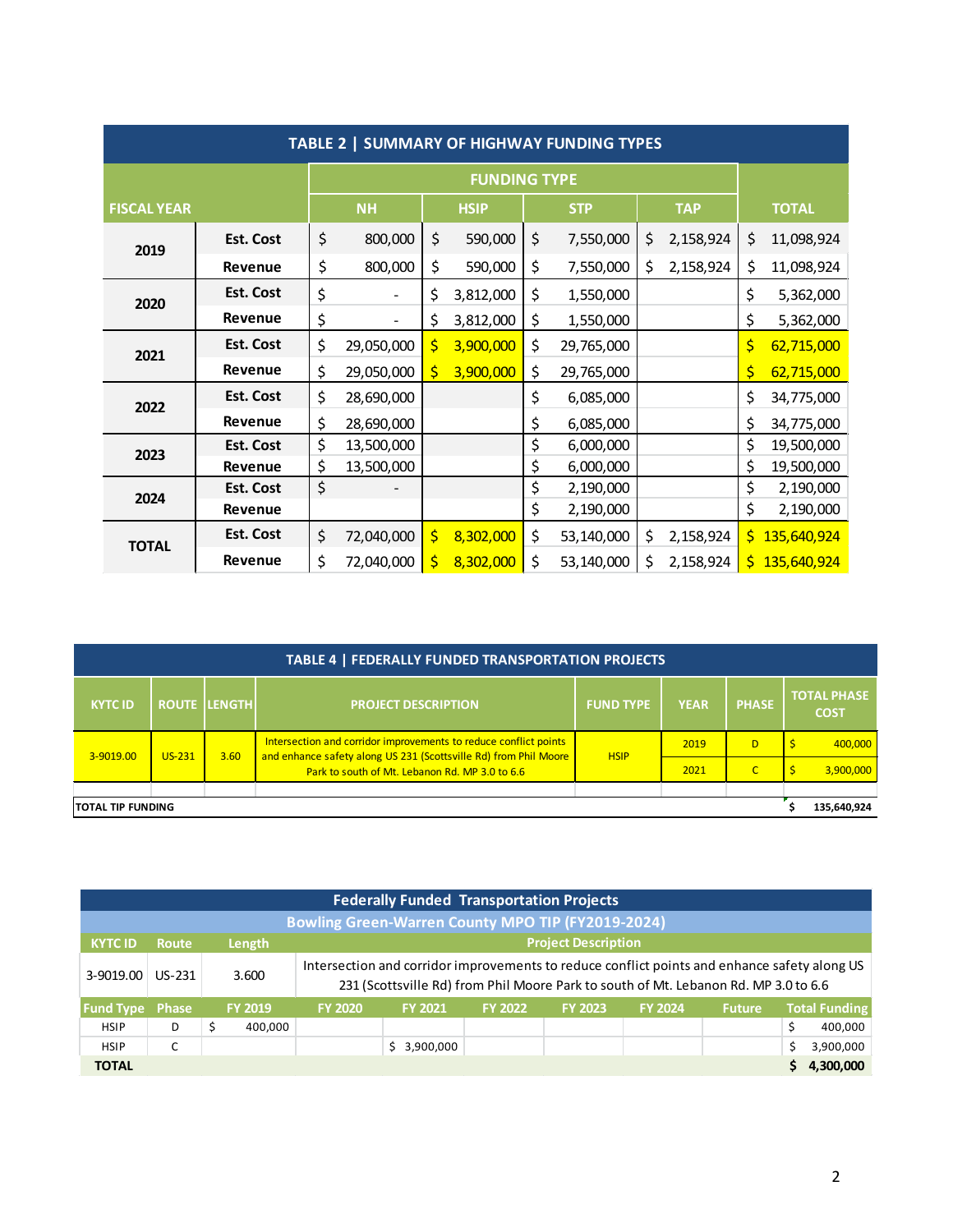## TABLE 2 | SUMMARY OF HIGHWAY FUNDING TYPES

| FISCAL YEAR | | FUNDING TYPE | | | | TOTAL |
|---|---|---|---|---|---|---|
| | | NH | HSIP | STP | TAP | |
| 2019 | Est. Cost | $ 800,000 | $ 590,000 | $ 7,550,000 | $ 2,158,924 | $ 11,098,924 |
| | Revenue | $ 800,000 | $ 590,000 | $ 7,550,000 | $ 2,158,924 | $ 11,098,924 |
| 2020 | Est. Cost | $ - | $ 3,812,000 | $ 1,550,000 | | $ 5,362,000 |
| | Revenue | $ - | $ 3,812,000 | $ 1,550,000 | | $ 5,362,000 |
| 2021 | Est. Cost | $ 29,050,000 | $ 3,900,000 | $ 29,765,000 | | $ 62,715,000 |
| | Revenue | $ 29,050,000 | $ 3,900,000 | $ 29,765,000 | | $ 62,715,000 |
| 2022 | Est. Cost | $ 28,690,000 | | $ 6,085,000 | | $ 34,775,000 |
| | Revenue | $ 28,690,000 | | $ 6,085,000 | | $ 34,775,000 |
| 2023 | Est. Cost | $ 13,500,000 | | $ 6,000,000 | | $ 19,500,000 |
| | Revenue | $ 13,500,000 | | $ 6,000,000 | | $ 19,500,000 |
| 2024 | Est. Cost | $ - | | $ 2,190,000 | | $ 2,190,000 |
| | Revenue | | | $ 2,190,000 | | $ 2,190,000 |
| TOTAL | Est. Cost | $ 72,040,000 | $ 8,302,000 | $ 53,140,000 | $ 2,158,924 | $ 135,640,924 |
| | Revenue | $ 72,040,000 | $ 8,302,000 | $ 53,140,000 | $ 2,158,924 | $ 135,640,924 |

## TABLE 4 | FEDERALLY FUNDED TRANSPORTATION PROJECTS

| KYTC ID | ROUTE | LENGTH | PROJECT DESCRIPTION | FUND TYPE | YEAR | PHASE | TOTAL PHASE COST |
|---|---|---|---|---|---|---|---|
| 3-9019.00 | US-231 | 3.60 | Intersection and corridor improvements to reduce conflict points and enhance safety along US 231 (Scottsville Rd) from Phil Moore Park to south of Mt. Lebanon Rd. MP 3.0 to 6.6 | HSIP | 2019 | D | $ 400,000 |
| | | | | | 2021 | C | $ 3,900,000 |
| | | | | | | | |
| TOTAL TIP FUNDING | | | | | | | $ 135,640,924 |

## Federally Funded Transportation Projects

### Bowling Green-Warren County MPO TIP (FY2019-2024)

| KYTC ID | Route | Length | Project Description | | | | | | |
|---|---|---|---|---|---|---|---|---|---|
| 3-9019.00 | US-231 | 3.600 | Intersection and corridor improvements to reduce conflict points and enhance safety along US 231 (Scottsville Rd) from Phil Moore Park to south of Mt. Lebanon Rd. MP 3.0 to 6.6 | | | | | | |
| **Fund Type** | **Phase** | **FY 2019** | **FY 2020** | **FY 2021** | **FY 2022** | **FY 2023** | **FY 2024** | **Future** | **Total Funding** |
| HSIP | D | $ 400,000 | | | | | | | $ 400,000 |
| HSIP | C | | | $ 3,900,000 | | | | | $ 3,900,000 |
| **TOTAL** | | | | | | | | | **$ 4,300,000** |